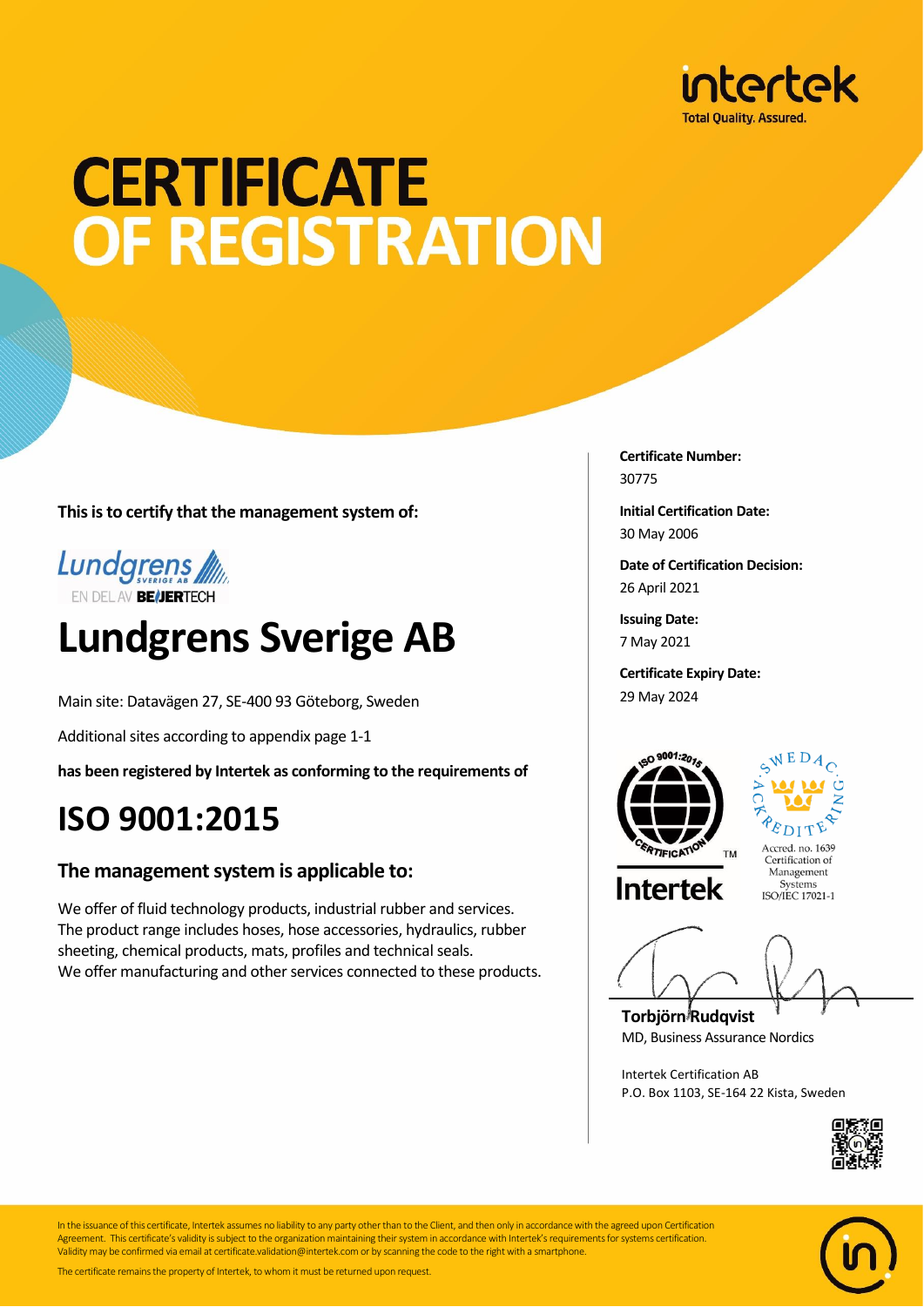intertek
Total Quality. Assured.

# CERTIFICATE OF REGISTRATION

**This is to certify that the management system of:**

Lundgrens SVERIGE AB
EN DEL AV BEIJERTECH

# Lundgrens Sverige AB

Main site: Datavägen 27, SE-400 93 Göteborg, Sweden

Additional sites according to appendix page 1-1

**has been registered by Intertek as conforming to the requirements of**

# ISO 9001:2015

## The management system is applicable to:

We offer of fluid technology products, industrial rubber and services.
The product range includes hoses, hose accessories, hydraulics, rubber sheeting, chemical products, mats, profiles and technical seals.
We offer manufacturing and other services connected to these products.

**Certificate Number:**
30775

**Initial Certification Date:**
30 May 2006

**Date of Certification Decision:**
26 April 2021

**Issuing Date:**
7 May 2021

**Certificate Expiry Date:**
29 May 2024

ISO 9001:2015 CERTIFICATION TM
Intertek

SWEDAC ACKREDITERING
Accred. no. 1639
Certification of Management Systems
ISO/IEC 17021-1

**Torbjörn Rudqvist**
MD, Business Assurance Nordics

Intertek Certification AB
P.O. Box 1103, SE-164 22 Kista, Sweden

In the issuance of this certificate, Intertek assumes no liability to any party other than to the Client, and then only in accordance with the agreed upon Certification Agreement. This certificate's validity is subject to the organization maintaining their system in accordance with Intertek's requirements for systems certification. Validity may be confirmed via email at certificate.validation@intertek.com or by scanning the code to the right with a smartphone.

The certificate remains the property of Intertek, to whom it must be returned upon request.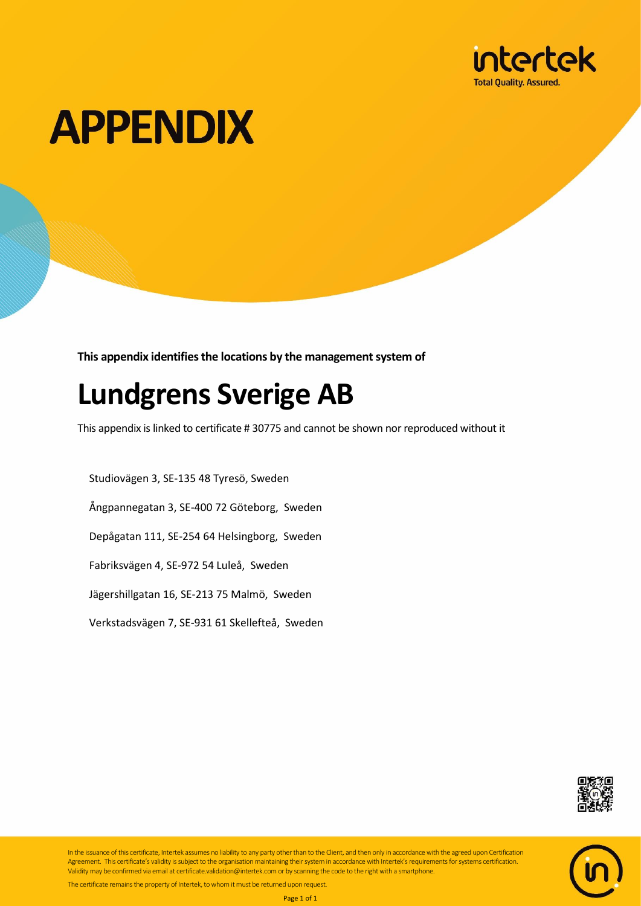# APPENDIX

**This appendix identifies the locations by the management system of**

## Lundgrens Sverige AB

This appendix is linked to certificate # 30775 and cannot be shown nor reproduced without it

Studiovägen 3, SE-135 48 Tyresö, Sweden

Ångpannegatan 3, SE-400 72 Göteborg, Sweden

Depågatan 111, SE-254 64 Helsingborg, Sweden

Fabriksvägen 4, SE-972 54 Luleå, Sweden

Jägershillgatan 16, SE-213 75 Malmö, Sweden

Verkstadsvägen 7, SE-931 61 Skellefteå, Sweden

In the issuance of this certificate, Intertek assumes no liability to any party other than to the Client, and then only in accordance with the agreed upon Certification Agreement. This certificate's validity is subject to the organisation maintaining their system in accordance with Intertek's requirements for systems certification. Validity may be confirmed via email at certificate.validation@intertek.com or by scanning the code to the right with a smartphone.

The certificate remains the property of Intertek, to whom it must be returned upon request.